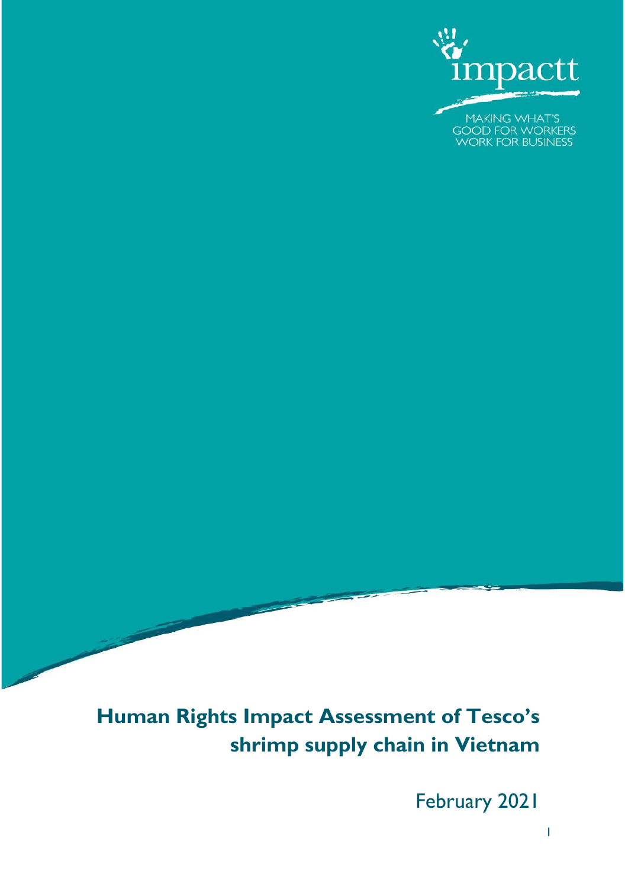impactt

MAKING WHAT'S GOOD FOR WORKERS WORK FOR BUSINESS

# Human Rights Impact Assessment of Tesco's shrimp supply chain in Vietnam

February 2021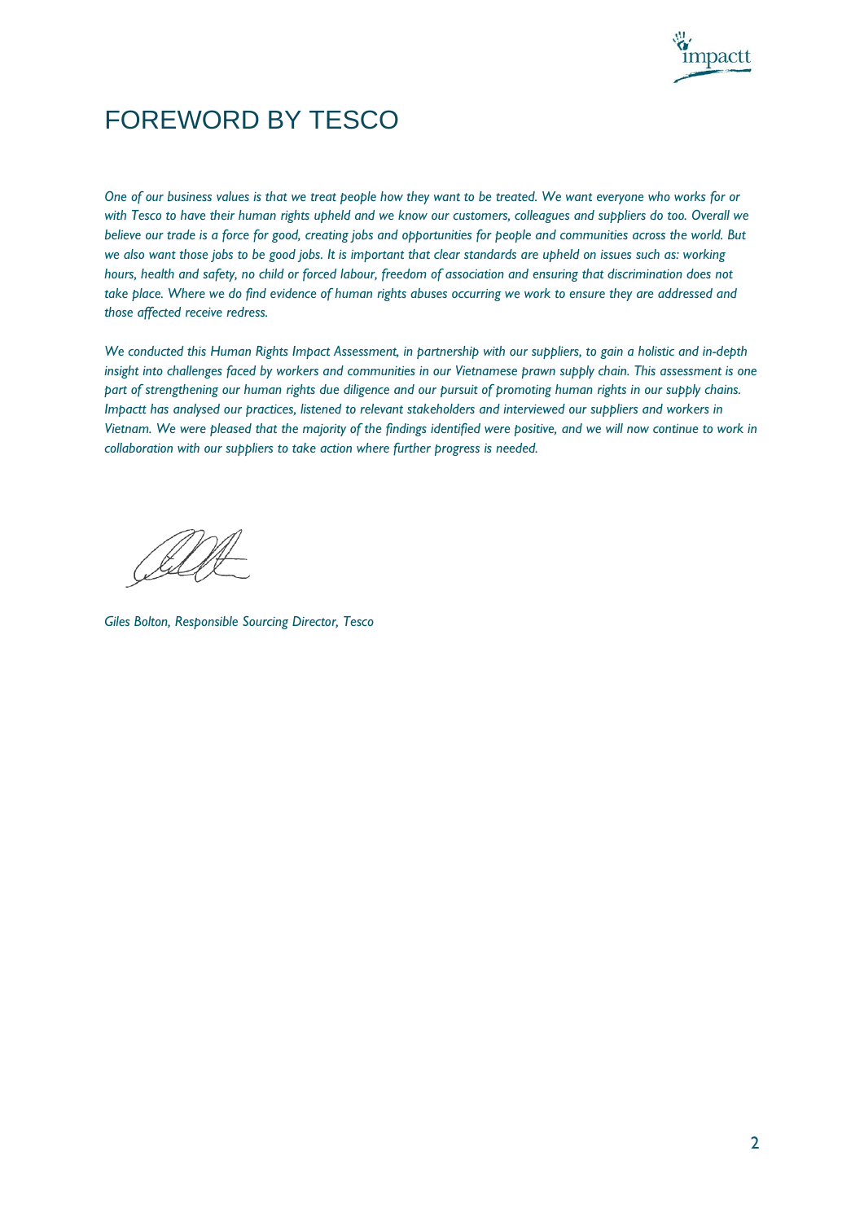# FOREWORD BY TESCO

*One of our business values is that we treat people how they want to be treated. We want everyone who works for or with Tesco to have their human rights upheld and we know our customers, colleagues and suppliers do too. Overall we believe our trade is a force for good, creating jobs and opportunities for people and communities across the world. But we also want those jobs to be good jobs. It is important that clear standards are upheld on issues such as: working hours, health and safety, no child or forced labour, freedom of association and ensuring that discrimination does not take place. Where we do find evidence of human rights abuses occurring we work to ensure they are addressed and those affected receive redress.*

*We conducted this Human Rights Impact Assessment, in partnership with our suppliers, to gain a holistic and in-depth insight into challenges faced by workers and communities in our Vietnamese prawn supply chain. This assessment is one part of strengthening our human rights due diligence and our pursuit of promoting human rights in our supply chains. Impactt has analysed our practices, listened to relevant stakeholders and interviewed our suppliers and workers in Vietnam. We were pleased that the majority of the findings identified were positive, and we will now continue to work in collaboration with our suppliers to take action where further progress is needed.*

*Giles Bolton, Responsible Sourcing Director, Tesco*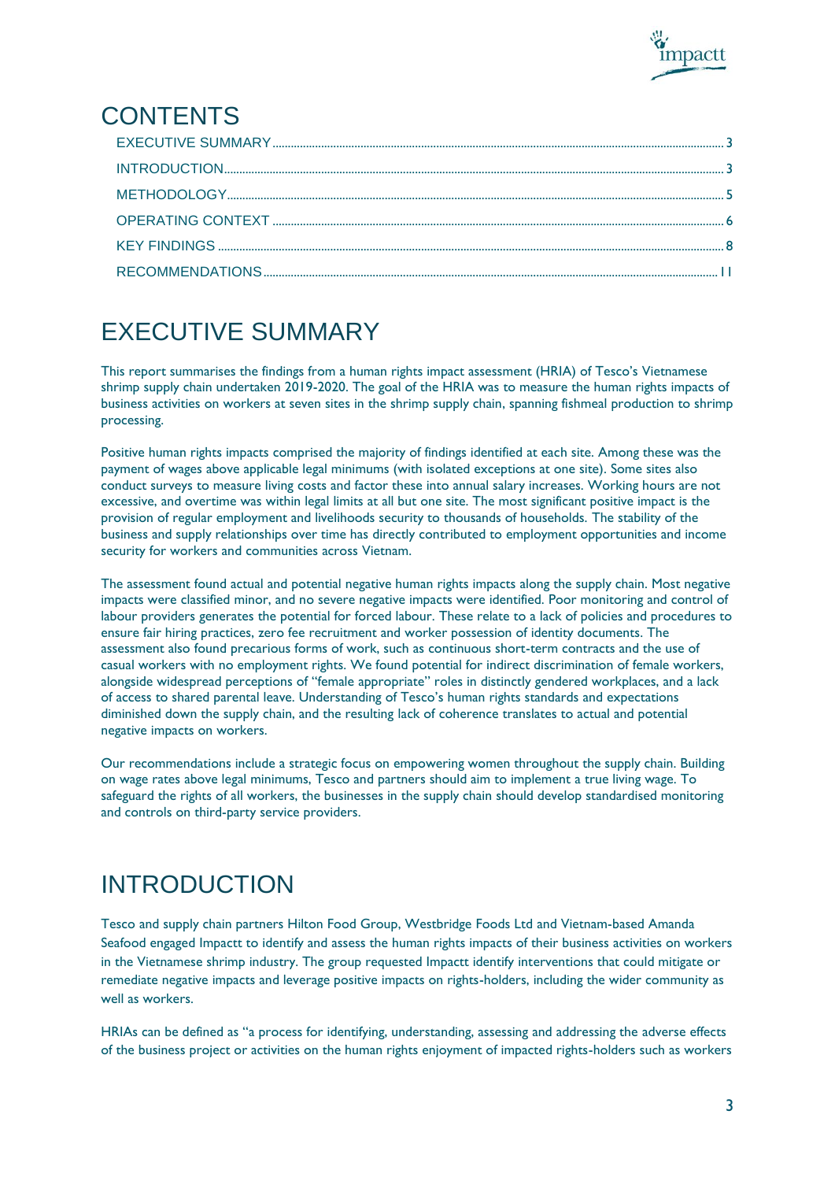# CONTENTS

- EXECUTIVE SUMMARY ........ 3
- INTRODUCTION ........ 3
- METHODOLOGY ........ 5
- OPERATING CONTEXT ........ 6
- KEY FINDINGS ........ 8
- RECOMMENDATIONS ........ 11

# EXECUTIVE SUMMARY

This report summarises the findings from a human rights impact assessment (HRIA) of Tesco's Vietnamese shrimp supply chain undertaken 2019-2020. The goal of the HRIA was to measure the human rights impacts of business activities on workers at seven sites in the shrimp supply chain, spanning fishmeal production to shrimp processing.

Positive human rights impacts comprised the majority of findings identified at each site. Among these was the payment of wages above applicable legal minimums (with isolated exceptions at one site). Some sites also conduct surveys to measure living costs and factor these into annual salary increases. Working hours are not excessive, and overtime was within legal limits at all but one site. The most significant positive impact is the provision of regular employment and livelihoods security to thousands of households. The stability of the business and supply relationships over time has directly contributed to employment opportunities and income security for workers and communities across Vietnam.

The assessment found actual and potential negative human rights impacts along the supply chain. Most negative impacts were classified minor, and no severe negative impacts were identified. Poor monitoring and control of labour providers generates the potential for forced labour. These relate to a lack of policies and procedures to ensure fair hiring practices, zero fee recruitment and worker possession of identity documents. The assessment also found precarious forms of work, such as continuous short-term contracts and the use of casual workers with no employment rights. We found potential for indirect discrimination of female workers, alongside widespread perceptions of "female appropriate" roles in distinctly gendered workplaces, and a lack of access to shared parental leave. Understanding of Tesco's human rights standards and expectations diminished down the supply chain, and the resulting lack of coherence translates to actual and potential negative impacts on workers.

Our recommendations include a strategic focus on empowering women throughout the supply chain. Building on wage rates above legal minimums, Tesco and partners should aim to implement a true living wage. To safeguard the rights of all workers, the businesses in the supply chain should develop standardised monitoring and controls on third-party service providers.

# INTRODUCTION

Tesco and supply chain partners Hilton Food Group, Westbridge Foods Ltd and Vietnam-based Amanda Seafood engaged Impactt to identify and assess the human rights impacts of their business activities on workers in the Vietnamese shrimp industry. The group requested Impactt identify interventions that could mitigate or remediate negative impacts and leverage positive impacts on rights-holders, including the wider community as well as workers.

HRIAs can be defined as "a process for identifying, understanding, assessing and addressing the adverse effects of the business project or activities on the human rights enjoyment of impacted rights-holders such as workers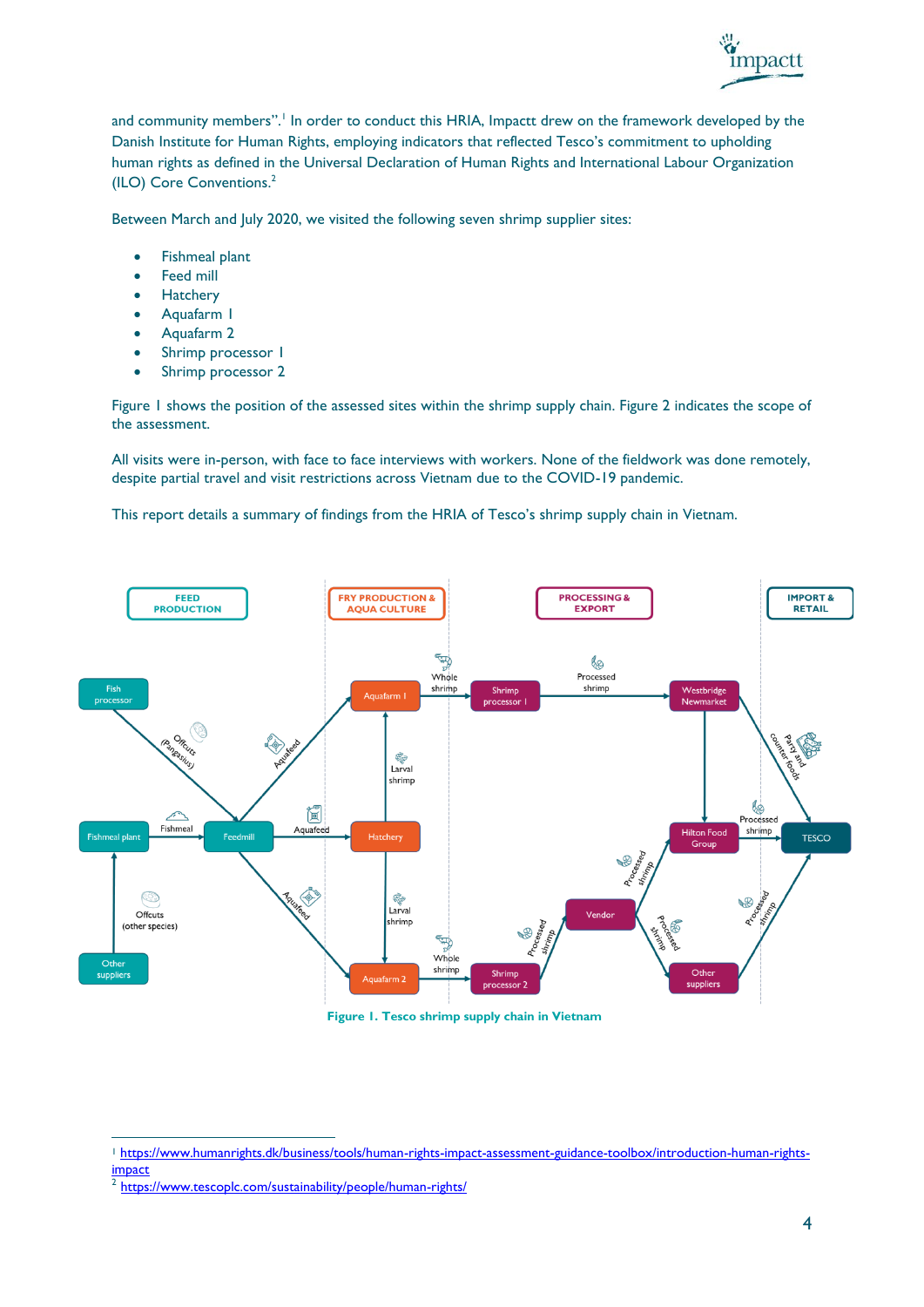and community members".[1] In order to conduct this HRIA, Impactt drew on the framework developed by the Danish Institute for Human Rights, employing indicators that reflected Tesco's commitment to upholding human rights as defined in the Universal Declaration of Human Rights and International Labour Organization (ILO) Core Conventions.[2]

Between March and July 2020, we visited the following seven shrimp supplier sites:

- Fishmeal plant
- Feed mill
- Hatchery
- Aquafarm 1
- Aquafarm 2
- Shrimp processor 1
- Shrimp processor 2

Figure 1 shows the position of the assessed sites within the shrimp supply chain. Figure 2 indicates the scope of the assessment.

All visits were in-person, with face to face interviews with workers. None of the fieldwork was done remotely, despite partial travel and visit restrictions across Vietnam due to the COVID-19 pandemic.

This report details a summary of findings from the HRIA of Tesco's shrimp supply chain in Vietnam.

**Figure 1. Tesco shrimp supply chain in Vietnam**

---

[1] https://www.humanrights.dk/business/tools/human-rights-impact-assessment-guidance-toolbox/introduction-human-rights-impact

[2] https://www.tescoplc.com/sustainability/people/human-rights/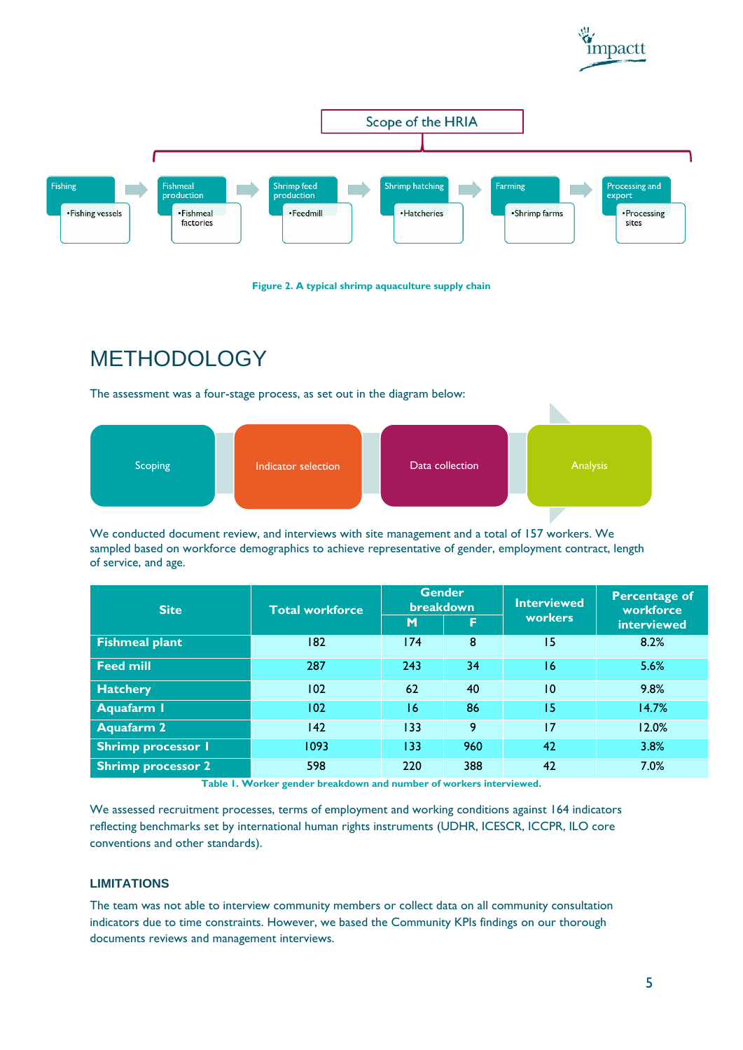Scope of the HRIA

Fishing
- Fishing vessels

Fishmeal production
- Fishmeal factories

Shrimp feed production
- Feedmill

Shrimp hatching
- Hatcheries

Farming
- Shrimp farms

Processing and export
- Processing sites

**Figure 2. A typical shrimp aquaculture supply chain**

# METHODOLOGY

The assessment was a four-stage process, as set out in the diagram below:

Scoping → Indicator selection → Data collection → Analysis

We conducted document review, and interviews with site management and a total of 157 workers. We sampled based on workforce demographics to achieve representative of gender, employment contract, length of service, and age.

| Site | Total workforce | Gender breakdown | | Interviewed workers | Percentage of workforce interviewed |
|---|---|---|---|---|---|
| | | M | F | | |
| **Fishmeal plant** | 182 | 174 | 8 | 15 | 8.2% |
| **Feed mill** | 287 | 243 | 34 | 16 | 5.6% |
| **Hatchery** | 102 | 62 | 40 | 10 | 9.8% |
| **Aquafarm 1** | 102 | 16 | 86 | 15 | 14.7% |
| **Aquafarm 2** | 142 | 133 | 9 | 17 | 12.0% |
| **Shrimp processor 1** | 1093 | 133 | 960 | 42 | 3.8% |
| **Shrimp processor 2** | 598 | 220 | 388 | 42 | 7.0% |

**Table 1. Worker gender breakdown and number of workers interviewed.**

We assessed recruitment processes, terms of employment and working conditions against 164 indicators reflecting benchmarks set by international human rights instruments (UDHR, ICESCR, ICCPR, ILO core conventions and other standards).

### LIMITATIONS

The team was not able to interview community members or collect data on all community consultation indicators due to time constraints. However, we based the Community KPIs findings on our thorough documents reviews and management interviews.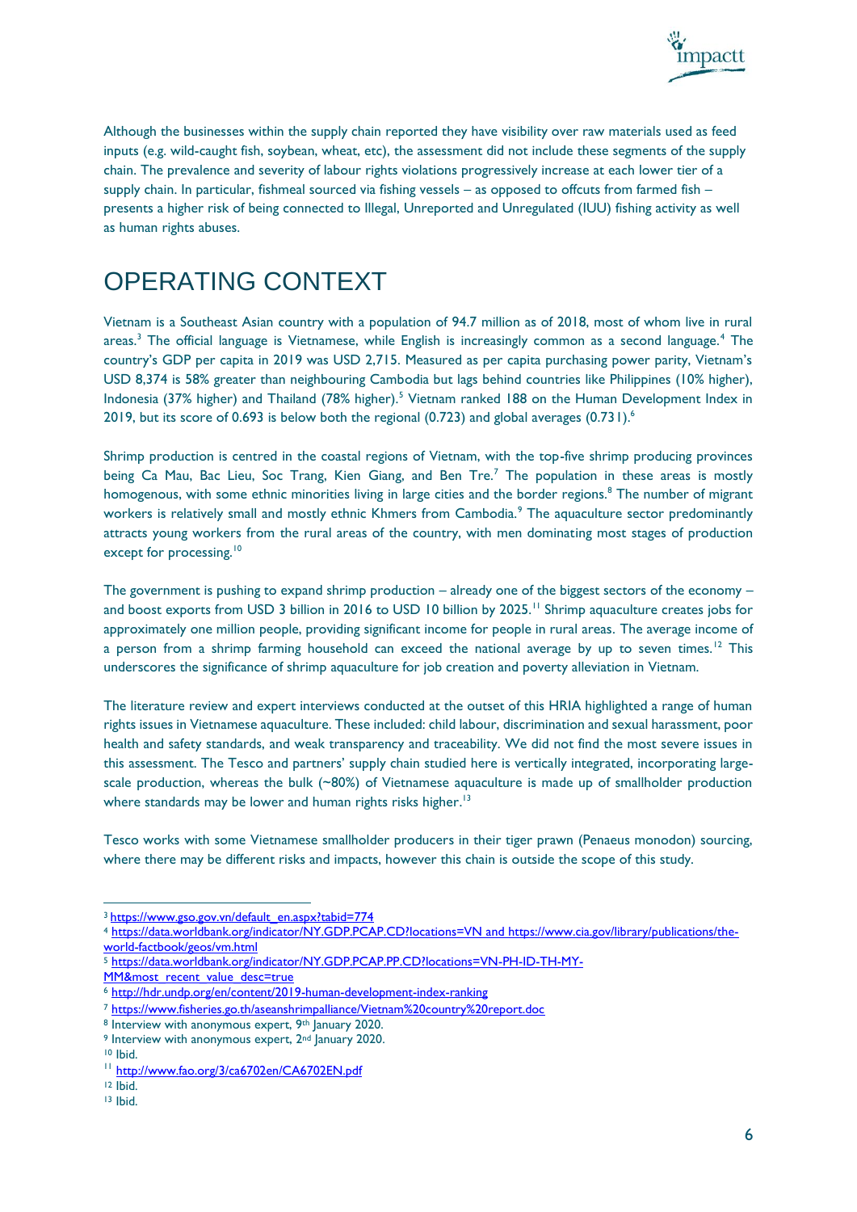Although the businesses within the supply chain reported they have visibility over raw materials used as feed inputs (e.g. wild-caught fish, soybean, wheat, etc), the assessment did not include these segments of the supply chain. The prevalence and severity of labour rights violations progressively increase at each lower tier of a supply chain. In particular, fishmeal sourced via fishing vessels – as opposed to offcuts from farmed fish – presents a higher risk of being connected to Illegal, Unreported and Unregulated (IUU) fishing activity as well as human rights abuses.

# OPERATING CONTEXT

Vietnam is a Southeast Asian country with a population of 94.7 million as of 2018, most of whom live in rural areas.[3] The official language is Vietnamese, while English is increasingly common as a second language.[4] The country's GDP per capita in 2019 was USD 2,715. Measured as per capita purchasing power parity, Vietnam's USD 8,374 is 58% greater than neighbouring Cambodia but lags behind countries like Philippines (10% higher), Indonesia (37% higher) and Thailand (78% higher).[5] Vietnam ranked 188 on the Human Development Index in 2019, but its score of 0.693 is below both the regional (0.723) and global averages (0.731).[6]

Shrimp production is centred in the coastal regions of Vietnam, with the top-five shrimp producing provinces being Ca Mau, Bac Lieu, Soc Trang, Kien Giang, and Ben Tre.[7] The population in these areas is mostly homogenous, with some ethnic minorities living in large cities and the border regions.[8] The number of migrant workers is relatively small and mostly ethnic Khmers from Cambodia.[9] The aquaculture sector predominantly attracts young workers from the rural areas of the country, with men dominating most stages of production except for processing.[10]

The government is pushing to expand shrimp production – already one of the biggest sectors of the economy – and boost exports from USD 3 billion in 2016 to USD 10 billion by 2025.[11] Shrimp aquaculture creates jobs for approximately one million people, providing significant income for people in rural areas. The average income of a person from a shrimp farming household can exceed the national average by up to seven times.[12] This underscores the significance of shrimp aquaculture for job creation and poverty alleviation in Vietnam.

The literature review and expert interviews conducted at the outset of this HRIA highlighted a range of human rights issues in Vietnamese aquaculture. These included: child labour, discrimination and sexual harassment, poor health and safety standards, and weak transparency and traceability. We did not find the most severe issues in this assessment. The Tesco and partners' supply chain studied here is vertically integrated, incorporating large-scale production, whereas the bulk (~80%) of Vietnamese aquaculture is made up of smallholder production where standards may be lower and human rights risks higher.[13]

Tesco works with some Vietnamese smallholder producers in their tiger prawn (Penaeus monodon) sourcing, where there may be different risks and impacts, however this chain is outside the scope of this study.

---

[3] https://www.gso.gov.vn/default_en.aspx?tabid=774

[4] https://data.worldbank.org/indicator/NY.GDP.PCAP.CD?locations=VN and https://www.cia.gov/library/publications/the-world-factbook/geos/vm.html

[5] https://data.worldbank.org/indicator/NY.GDP.PCAP.PP.CD?locations=VN-PH-ID-TH-MY-MM&most_recent_value_desc=true

[6] http://hdr.undp.org/en/content/2019-human-development-index-ranking

[7] https://www.fisheries.go.th/aseanshrimpalliance/Vietnam%20country%20report.doc

[8] Interview with anonymous expert, 9th January 2020.

[9] Interview with anonymous expert, 2nd January 2020.

[10] Ibid.

[11] http://www.fao.org/3/ca6702en/CA6702EN.pdf

[12] Ibid.

[13] Ibid.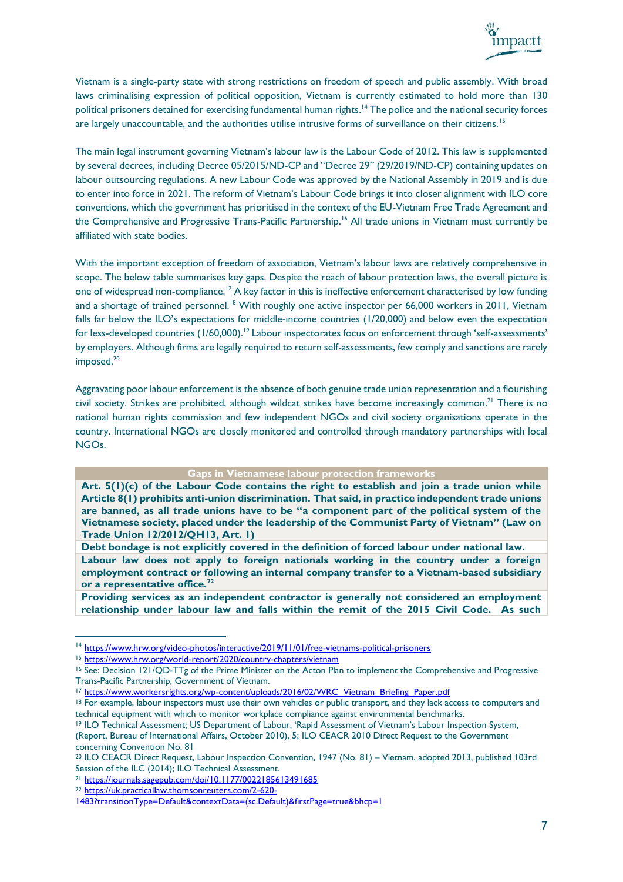Vietnam is a single-party state with strong restrictions on freedom of speech and public assembly. With broad laws criminalising expression of political opposition, Vietnam is currently estimated to hold more than 130 political prisoners detained for exercising fundamental human rights.[14] The police and the national security forces are largely unaccountable, and the authorities utilise intrusive forms of surveillance on their citizens.[15]

The main legal instrument governing Vietnam's labour law is the Labour Code of 2012. This law is supplemented by several decrees, including Decree 05/2015/ND-CP and "Decree 29" (29/2019/ND-CP) containing updates on labour outsourcing regulations. A new Labour Code was approved by the National Assembly in 2019 and is due to enter into force in 2021. The reform of Vietnam's Labour Code brings it into closer alignment with ILO core conventions, which the government has prioritised in the context of the EU-Vietnam Free Trade Agreement and the Comprehensive and Progressive Trans-Pacific Partnership.[16] All trade unions in Vietnam must currently be affiliated with state bodies.

With the important exception of freedom of association, Vietnam's labour laws are relatively comprehensive in scope. The below table summarises key gaps. Despite the reach of labour protection laws, the overall picture is one of widespread non-compliance.[17] A key factor in this is ineffective enforcement characterised by low funding and a shortage of trained personnel.[18] With roughly one active inspector per 66,000 workers in 2011, Vietnam falls far below the ILO's expectations for middle-income countries (1/20,000) and below even the expectation for less-developed countries (1/60,000).[19] Labour inspectorates focus on enforcement through 'self-assessments' by employers. Although firms are legally required to return self-assessments, few comply and sanctions are rarely imposed.[20]

Aggravating poor labour enforcement is the absence of both genuine trade union representation and a flourishing civil society. Strikes are prohibited, although wildcat strikes have become increasingly common.[21] There is no national human rights commission and few independent NGOs and civil society organisations operate in the country. International NGOs are closely monitored and controlled through mandatory partnerships with local NGOs.

| Gaps in Vietnamese labour protection frameworks |
|---|
| **Art. 5(1)(c) of the Labour Code contains the right to establish and join a trade union while Article 8(1) prohibits anti-union discrimination. That said, in practice independent trade unions are banned, as all trade unions have to be "a component part of the political system of the Vietnamese society, placed under the leadership of the Communist Party of Vietnam" (Law on Trade Union 12/2012/QH13, Art. 1)** |
| **Debt bondage is not explicitly covered in the definition of forced labour under national law.** |
| **Labour law does not apply to foreign nationals working in the country under a foreign employment contract or following an internal company transfer to a Vietnam-based subsidiary or a representative office.[22]** |
| **Providing services as an independent contractor is generally not considered an employment relationship under labour law and falls within the remit of the 2015 Civil Code. As such** |

[14] https://www.hrw.org/video-photos/interactive/2019/11/01/free-vietnams-political-prisoners

[15] https://www.hrw.org/world-report/2020/country-chapters/vietnam

[16] See: Decision 121/QD-TTg of the Prime Minister on the Acton Plan to implement the Comprehensive and Progressive Trans-Pacific Partnership, Government of Vietnam.

[17] https://www.workersrights.org/wp-content/uploads/2016/02/WRC_Vietnam_Briefing_Paper.pdf

[18] For example, labour inspectors must use their own vehicles or public transport, and they lack access to computers and technical equipment with which to monitor workplace compliance against environmental benchmarks.

[19] ILO Technical Assessment; US Department of Labour, 'Rapid Assessment of Vietnam's Labour Inspection System, (Report, Bureau of International Affairs, October 2010), 5; ILO CEACR 2010 Direct Request to the Government concerning Convention No. 81

[20] ILO CEACR Direct Request, Labour Inspection Convention, 1947 (No. 81) – Vietnam, adopted 2013, published 103rd Session of the ILC (2014); ILO Technical Assessment.

[21] https://journals.sagepub.com/doi/10.1177/0022185613491685

[22] https://uk.practicallaw.thomsonreuters.com/2-620-1483?transitionType=Default&contextData=(sc.Default)&firstPage=true&bhcp=1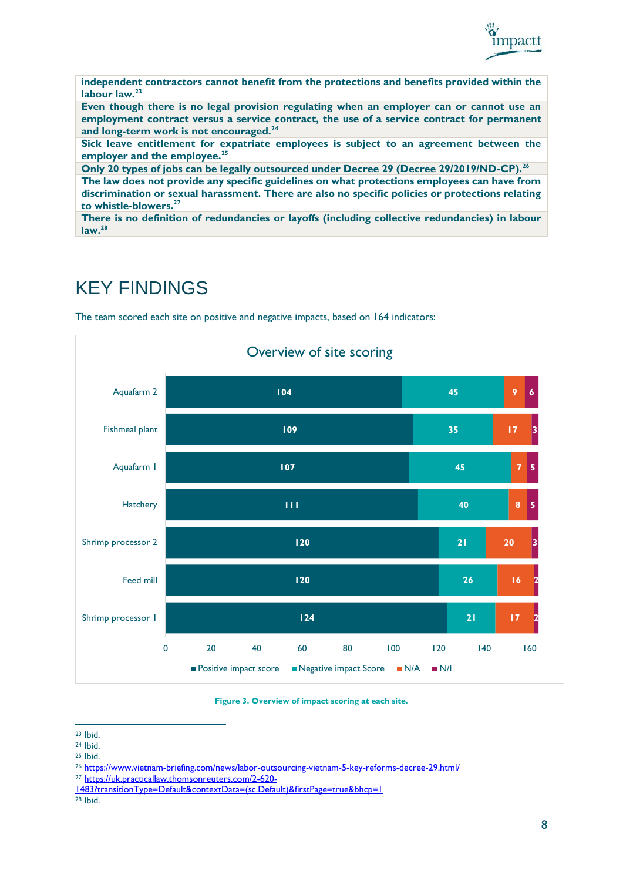| independent contractors cannot benefit from the protections and benefits provided within the labour law.[23] |
| --- |
| Even though there is no legal provision regulating when an employer can or cannot use an employment contract versus a service contract, the use of a service contract for permanent and long-term work is not encouraged.[24] |
| Sick leave entitlement for expatriate employees is subject to an agreement between the employer and the employee.[25] |
| Only 20 types of jobs can be legally outsourced under Decree 29 (Decree 29/2019/ND-CP).[26] |
| The law does not provide any specific guidelines on what protections employees can have from discrimination or sexual harassment. There are also no specific policies or protections relating to whistle-blowers.[27] |
| There is no definition of redundancies or layoffs (including collective redundancies) in labour law.[28] |

# KEY FINDINGS

The team scored each site on positive and negative impacts, based on 164 indicators:

**Overview of site scoring**

| Site | Positive impact score | Negative impact Score | N/A | N/I |
| --- | --- | --- | --- | --- |
| Aquafarm 2 | 104 | 45 | 9 | 6 |
| Fishmeal plant | 109 | 35 | 17 | 3 |
| Aquafarm 1 | 107 | 45 | 7 | 5 |
| Hatchery | 111 | 40 | 8 | 5 |
| Shrimp processor 2 | 120 | 21 | 20 | 3 |
| Feed mill | 120 | 26 | 16 | 2 |
| Shrimp processor 1 | 124 | 21 | 17 | 2 |

**Figure 3. Overview of impact scoring at each site.**

---

[23] Ibid.

[24] Ibid.

[25] Ibid.

[26] https://www.vietnam-briefing.com/news/labor-outsourcing-vietnam-5-key-reforms-decree-29.html/

[27] https://uk.practicallaw.thomsonreuters.com/2-620-1483?transitionType=Default&contextData=(sc.Default)&firstPage=true&bhcp=1

[28] Ibid.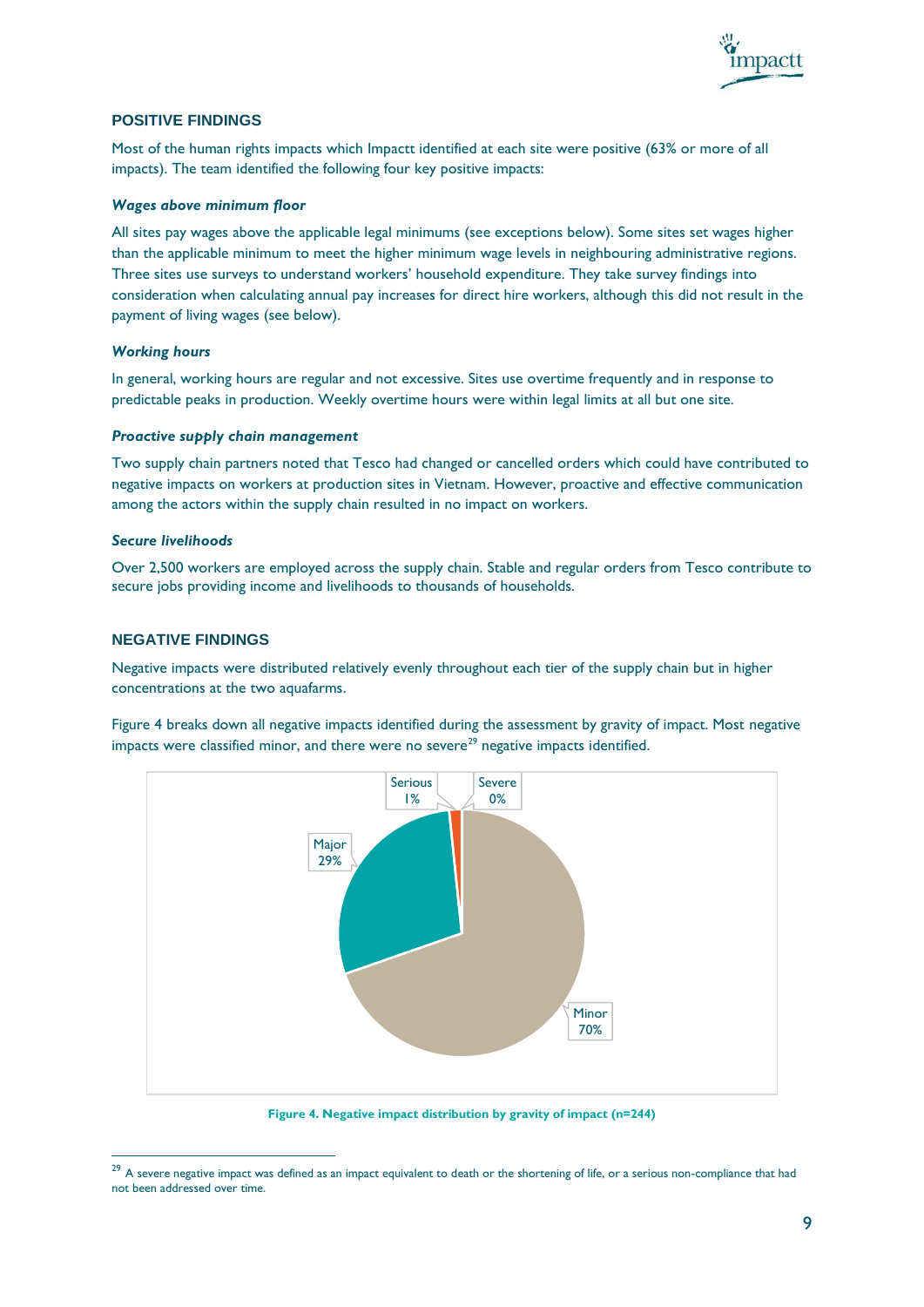## POSITIVE FINDINGS

Most of the human rights impacts which Impactt identified at each site were positive (63% or more of all impacts). The team identified the following four key positive impacts:

***Wages above minimum floor***

All sites pay wages above the applicable legal minimums (see exceptions below). Some sites set wages higher than the applicable minimum to meet the higher minimum wage levels in neighbouring administrative regions. Three sites use surveys to understand workers' household expenditure. They take survey findings into consideration when calculating annual pay increases for direct hire workers, although this did not result in the payment of living wages (see below).

***Working hours***

In general, working hours are regular and not excessive. Sites use overtime frequently and in response to predictable peaks in production. Weekly overtime hours were within legal limits at all but one site.

***Proactive supply chain management***

Two supply chain partners noted that Tesco had changed or cancelled orders which could have contributed to negative impacts on workers at production sites in Vietnam. However, proactive and effective communication among the actors within the supply chain resulted in no impact on workers.

***Secure livelihoods***

Over 2,500 workers are employed across the supply chain. Stable and regular orders from Tesco contribute to secure jobs providing income and livelihoods to thousands of households.

## NEGATIVE FINDINGS

Negative impacts were distributed relatively evenly throughout each tier of the supply chain but in higher concentrations at the two aquafarms.

Figure 4 breaks down all negative impacts identified during the assessment by gravity of impact. Most negative impacts were classified minor, and there were no severe[29] negative impacts identified.

Serious 1%

Severe 0%

Major 29%

Minor 70%

**Figure 4. Negative impact distribution by gravity of impact (n=244)**

[29] A severe negative impact was defined as an impact equivalent to death or the shortening of life, or a serious non-compliance that had not been addressed over time.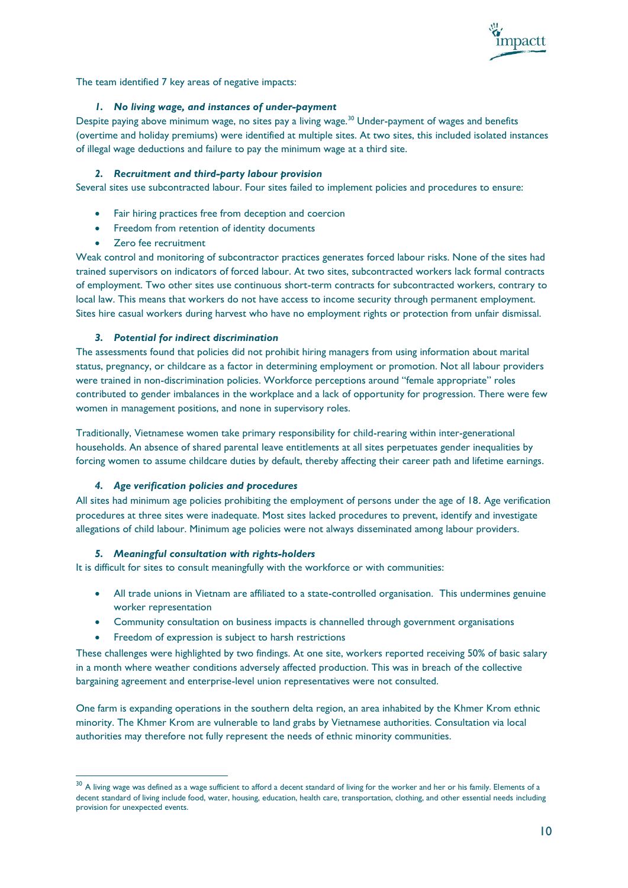The team identified 7 key areas of negative impacts:

### *1. No living wage, and instances of under-payment*

Despite paying above minimum wage, no sites pay a living wage.[30] Under-payment of wages and benefits (overtime and holiday premiums) were identified at multiple sites. At two sites, this included isolated instances of illegal wage deductions and failure to pay the minimum wage at a third site.

### *2. Recruitment and third-party labour provision*

Several sites use subcontracted labour. Four sites failed to implement policies and procedures to ensure:

- Fair hiring practices free from deception and coercion
- Freedom from retention of identity documents
- Zero fee recruitment

Weak control and monitoring of subcontractor practices generates forced labour risks. None of the sites had trained supervisors on indicators of forced labour. At two sites, subcontracted workers lack formal contracts of employment. Two other sites use continuous short-term contracts for subcontracted workers, contrary to local law. This means that workers do not have access to income security through permanent employment. Sites hire casual workers during harvest who have no employment rights or protection from unfair dismissal.

### *3. Potential for indirect discrimination*

The assessments found that policies did not prohibit hiring managers from using information about marital status, pregnancy, or childcare as a factor in determining employment or promotion. Not all labour providers were trained in non-discrimination policies. Workforce perceptions around "female appropriate" roles contributed to gender imbalances in the workplace and a lack of opportunity for progression. There were few women in management positions, and none in supervisory roles.

Traditionally, Vietnamese women take primary responsibility for child-rearing within inter-generational households. An absence of shared parental leave entitlements at all sites perpetuates gender inequalities by forcing women to assume childcare duties by default, thereby affecting their career path and lifetime earnings.

### *4. Age verification policies and procedures*

All sites had minimum age policies prohibiting the employment of persons under the age of 18. Age verification procedures at three sites were inadequate. Most sites lacked procedures to prevent, identify and investigate allegations of child labour. Minimum age policies were not always disseminated among labour providers.

### *5. Meaningful consultation with rights-holders*

It is difficult for sites to consult meaningfully with the workforce or with communities:

- All trade unions in Vietnam are affiliated to a state-controlled organisation. This undermines genuine worker representation
- Community consultation on business impacts is channelled through government organisations
- Freedom of expression is subject to harsh restrictions

These challenges were highlighted by two findings. At one site, workers reported receiving 50% of basic salary in a month where weather conditions adversely affected production. This was in breach of the collective bargaining agreement and enterprise-level union representatives were not consulted.

One farm is expanding operations in the southern delta region, an area inhabited by the Khmer Krom ethnic minority. The Khmer Krom are vulnerable to land grabs by Vietnamese authorities. Consultation via local authorities may therefore not fully represent the needs of ethnic minority communities.

---

[30] A living wage was defined as a wage sufficient to afford a decent standard of living for the worker and her or his family. Elements of a decent standard of living include food, water, housing, education, health care, transportation, clothing, and other essential needs including provision for unexpected events.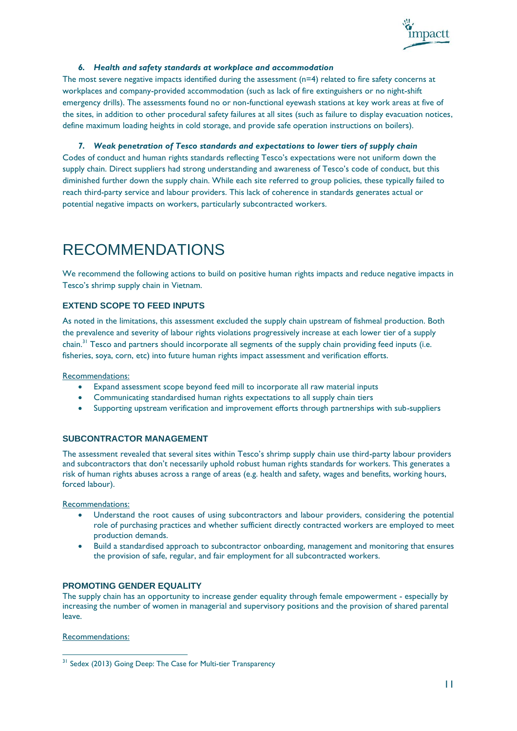### *6. Health and safety standards at workplace and accommodation*

The most severe negative impacts identified during the assessment (n=4) related to fire safety concerns at workplaces and company-provided accommodation (such as lack of fire extinguishers or no night-shift emergency drills). The assessments found no or non-functional eyewash stations at key work areas at five of the sites, in addition to other procedural safety failures at all sites (such as failure to display evacuation notices, define maximum loading heights in cold storage, and provide safe operation instructions on boilers).

### *7. Weak penetration of Tesco standards and expectations to lower tiers of supply chain*

Codes of conduct and human rights standards reflecting Tesco's expectations were not uniform down the supply chain. Direct suppliers had strong understanding and awareness of Tesco's code of conduct, but this diminished further down the supply chain. While each site referred to group policies, these typically failed to reach third-party service and labour providers. This lack of coherence in standards generates actual or potential negative impacts on workers, particularly subcontracted workers.

# RECOMMENDATIONS

We recommend the following actions to build on positive human rights impacts and reduce negative impacts in Tesco's shrimp supply chain in Vietnam.

## EXTEND SCOPE TO FEED INPUTS

As noted in the limitations, this assessment excluded the supply chain upstream of fishmeal production. Both the prevalence and severity of labour rights violations progressively increase at each lower tier of a supply chain.[31] Tesco and partners should incorporate all segments of the supply chain providing feed inputs (i.e. fisheries, soya, corn, etc) into future human rights impact assessment and verification efforts.

Recommendations:

- Expand assessment scope beyond feed mill to incorporate all raw material inputs
- Communicating standardised human rights expectations to all supply chain tiers
- Supporting upstream verification and improvement efforts through partnerships with sub-suppliers

## SUBCONTRACTOR MANAGEMENT

The assessment revealed that several sites within Tesco's shrimp supply chain use third-party labour providers and subcontractors that don't necessarily uphold robust human rights standards for workers. This generates a risk of human rights abuses across a range of areas (e.g. health and safety, wages and benefits, working hours, forced labour).

Recommendations:

- Understand the root causes of using subcontractors and labour providers, considering the potential role of purchasing practices and whether sufficient directly contracted workers are employed to meet production demands.
- Build a standardised approach to subcontractor onboarding, management and monitoring that ensures the provision of safe, regular, and fair employment for all subcontracted workers.

## PROMOTING GENDER EQUALITY

The supply chain has an opportunity to increase gender equality through female empowerment - especially by increasing the number of women in managerial and supervisory positions and the provision of shared parental leave.

Recommendations:

---

[31] Sedex (2013) Going Deep: The Case for Multi-tier Transparency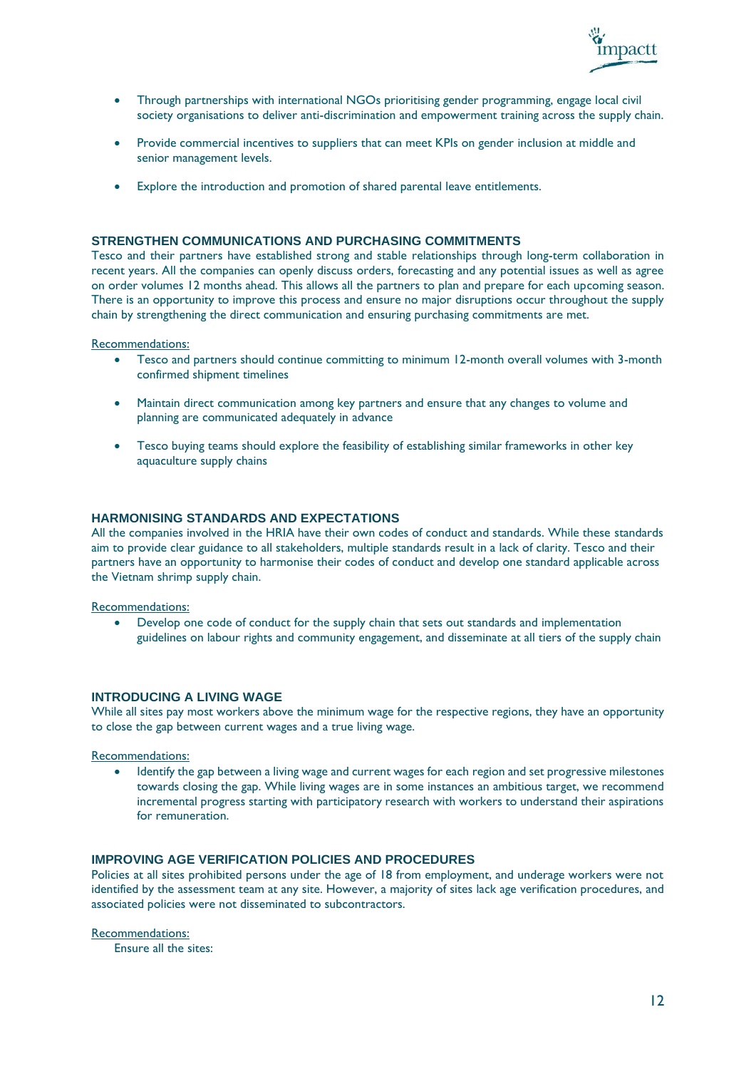- Through partnerships with international NGOs prioritising gender programming, engage local civil society organisations to deliver anti-discrimination and empowerment training across the supply chain.
- Provide commercial incentives to suppliers that can meet KPIs on gender inclusion at middle and senior management levels.
- Explore the introduction and promotion of shared parental leave entitlements.

### STRENGTHEN COMMUNICATIONS AND PURCHASING COMMITMENTS

Tesco and their partners have established strong and stable relationships through long-term collaboration in recent years. All the companies can openly discuss orders, forecasting and any potential issues as well as agree on order volumes 12 months ahead. This allows all the partners to plan and prepare for each upcoming season. There is an opportunity to improve this process and ensure no major disruptions occur throughout the supply chain by strengthening the direct communication and ensuring purchasing commitments are met.

Recommendations:

- Tesco and partners should continue committing to minimum 12-month overall volumes with 3-month confirmed shipment timelines
- Maintain direct communication among key partners and ensure that any changes to volume and planning are communicated adequately in advance
- Tesco buying teams should explore the feasibility of establishing similar frameworks in other key aquaculture supply chains

### HARMONISING STANDARDS AND EXPECTATIONS

All the companies involved in the HRIA have their own codes of conduct and standards. While these standards aim to provide clear guidance to all stakeholders, multiple standards result in a lack of clarity. Tesco and their partners have an opportunity to harmonise their codes of conduct and develop one standard applicable across the Vietnam shrimp supply chain.

Recommendations:

- Develop one code of conduct for the supply chain that sets out standards and implementation guidelines on labour rights and community engagement, and disseminate at all tiers of the supply chain

### INTRODUCING A LIVING WAGE

While all sites pay most workers above the minimum wage for the respective regions, they have an opportunity to close the gap between current wages and a true living wage.

Recommendations:

- Identify the gap between a living wage and current wages for each region and set progressive milestones towards closing the gap. While living wages are in some instances an ambitious target, we recommend incremental progress starting with participatory research with workers to understand their aspirations for remuneration.

### IMPROVING AGE VERIFICATION POLICIES AND PROCEDURES

Policies at all sites prohibited persons under the age of 18 from employment, and underage workers were not identified by the assessment team at any site. However, a majority of sites lack age verification procedures, and associated policies were not disseminated to subcontractors.

Recommendations:

Ensure all the sites: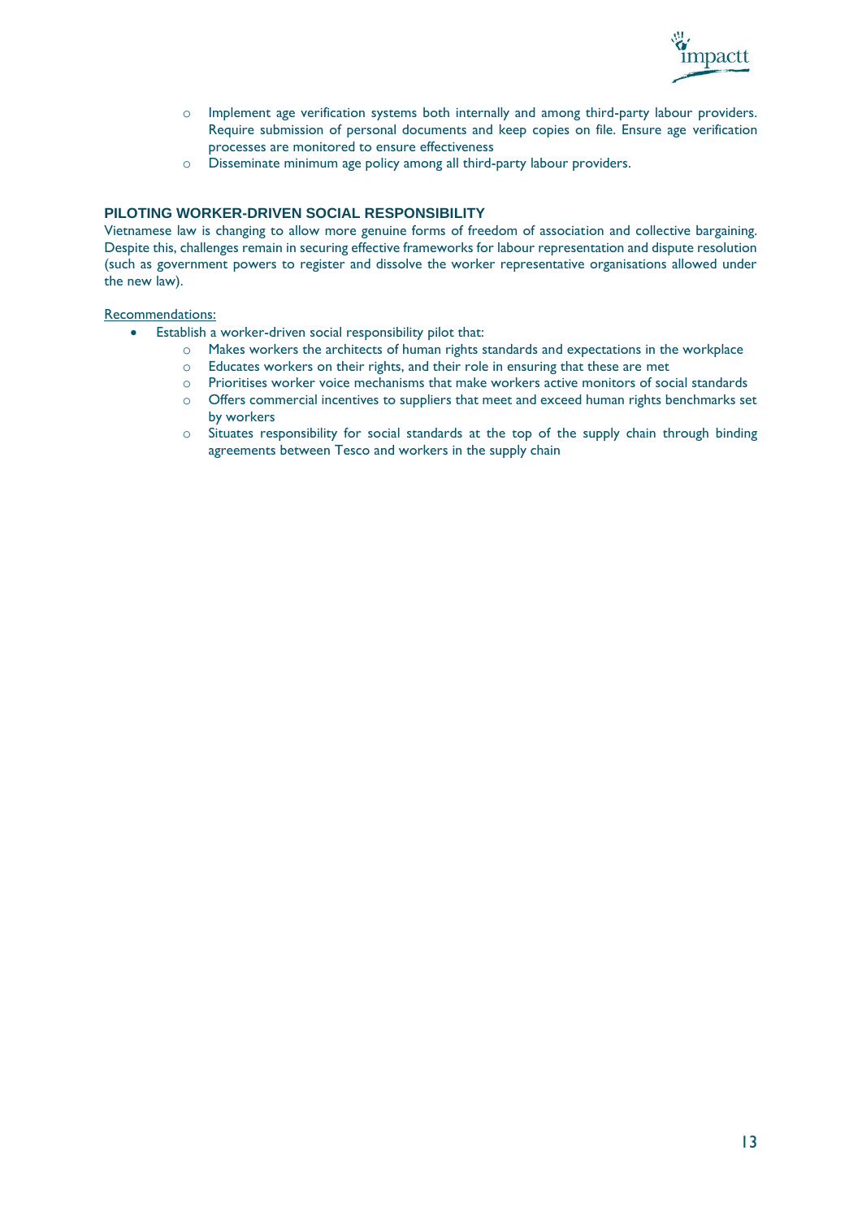- Implement age verification systems both internally and among third-party labour providers. Require submission of personal documents and keep copies on file. Ensure age verification processes are monitored to ensure effectiveness
   - Disseminate minimum age policy among all third-party labour providers.

### PILOTING WORKER-DRIVEN SOCIAL RESPONSIBILITY

Vietnamese law is changing to allow more genuine forms of freedom of association and collective bargaining. Despite this, challenges remain in securing effective frameworks for labour representation and dispute resolution (such as government powers to register and dissolve the worker representative organisations allowed under the new law).

Recommendations:

- Establish a worker-driven social responsibility pilot that:
   - Makes workers the architects of human rights standards and expectations in the workplace
   - Educates workers on their rights, and their role in ensuring that these are met
   - Prioritises worker voice mechanisms that make workers active monitors of social standards
   - Offers commercial incentives to suppliers that meet and exceed human rights benchmarks set by workers
   - Situates responsibility for social standards at the top of the supply chain through binding agreements between Tesco and workers in the supply chain